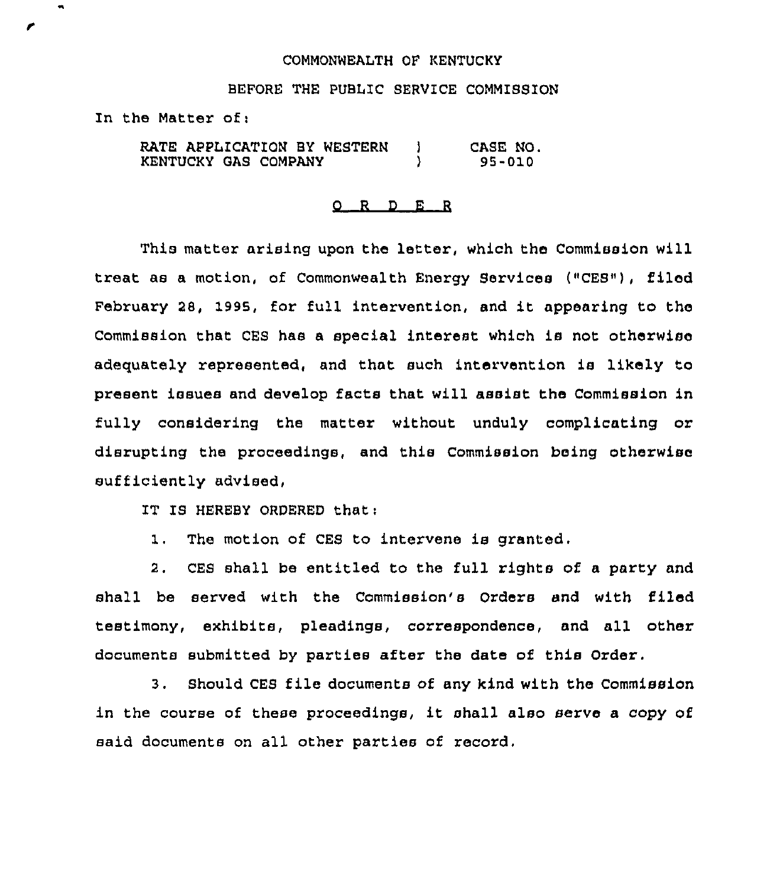COMMONWEALTH OF KENTUCKY

BEFORE THE PUBLIC SERVICE COMMISSION

In the Matter of:

RATE APPLICATION BY WESTERN KENTUCKY GAS COMPANY ) CASE NO. 95-010

# O R D E R

This matter arising upon the letter, which the Commission will treat as a motion, of Commonwealth Energy Services ("CES"), filed February 28, 1995, for full intervention, and it appearing to the Commission that CES has a special interest which is not otherwise adequately represented, and that such intervention is likely to present issues and develop facts that will assist the Commission in fully considering the matter without unduly complicating or disrupting the proceedings, and this Commission being otherwise sufficiently advised,

IT IS HEREBY ORDERED that:

1. The motion of CES to intervene is granted.

2. CES shall be entitled to the full rights of a party and shall be served with the Commission's Orders and with filed testimony, exhibits, pleadings, correspondence, and all other documents submitted by parties after the date of this Order.

3. Should CES file documents of any kind with the Commission in the course of these proceedings, it shall also serve a copy of said documents on all other parties of record.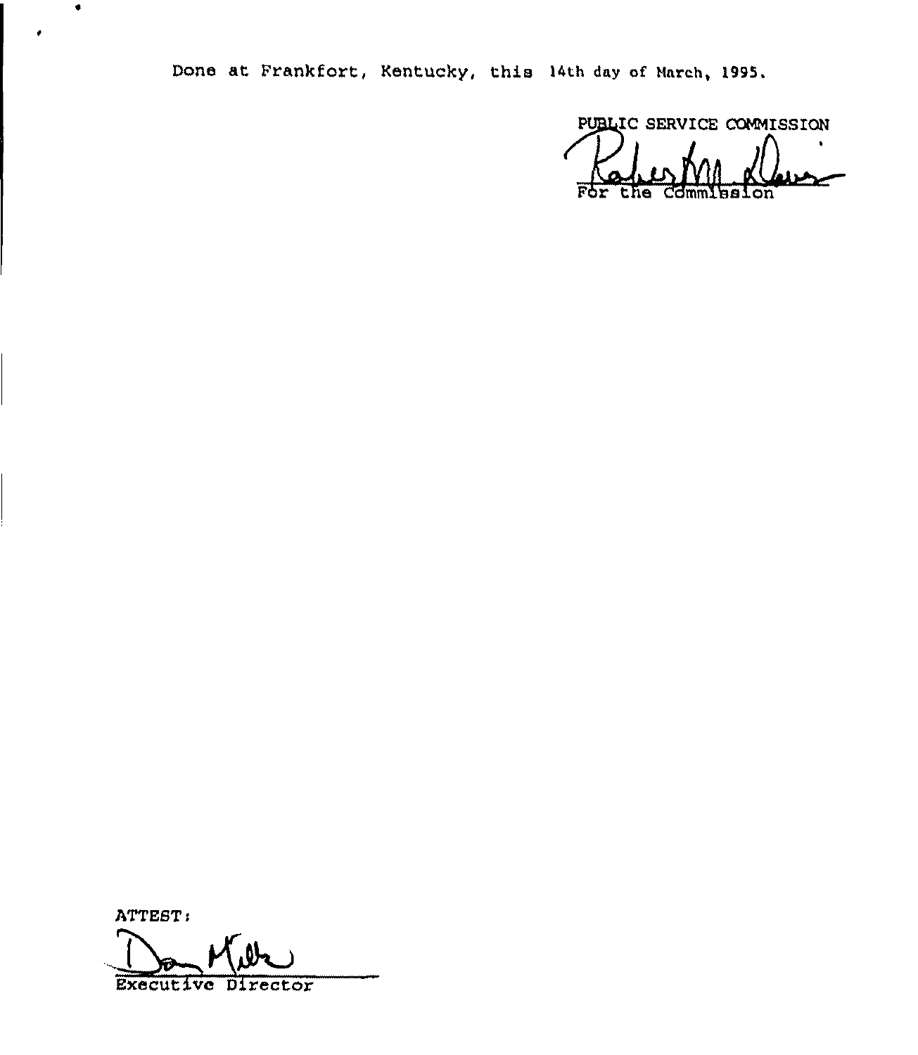Done at Frankfort, Kentucky, this 14th day of March, 1995.

PUBLIC SERVICE COMMISSION

For the Commission

ATTEST:

Executive Director